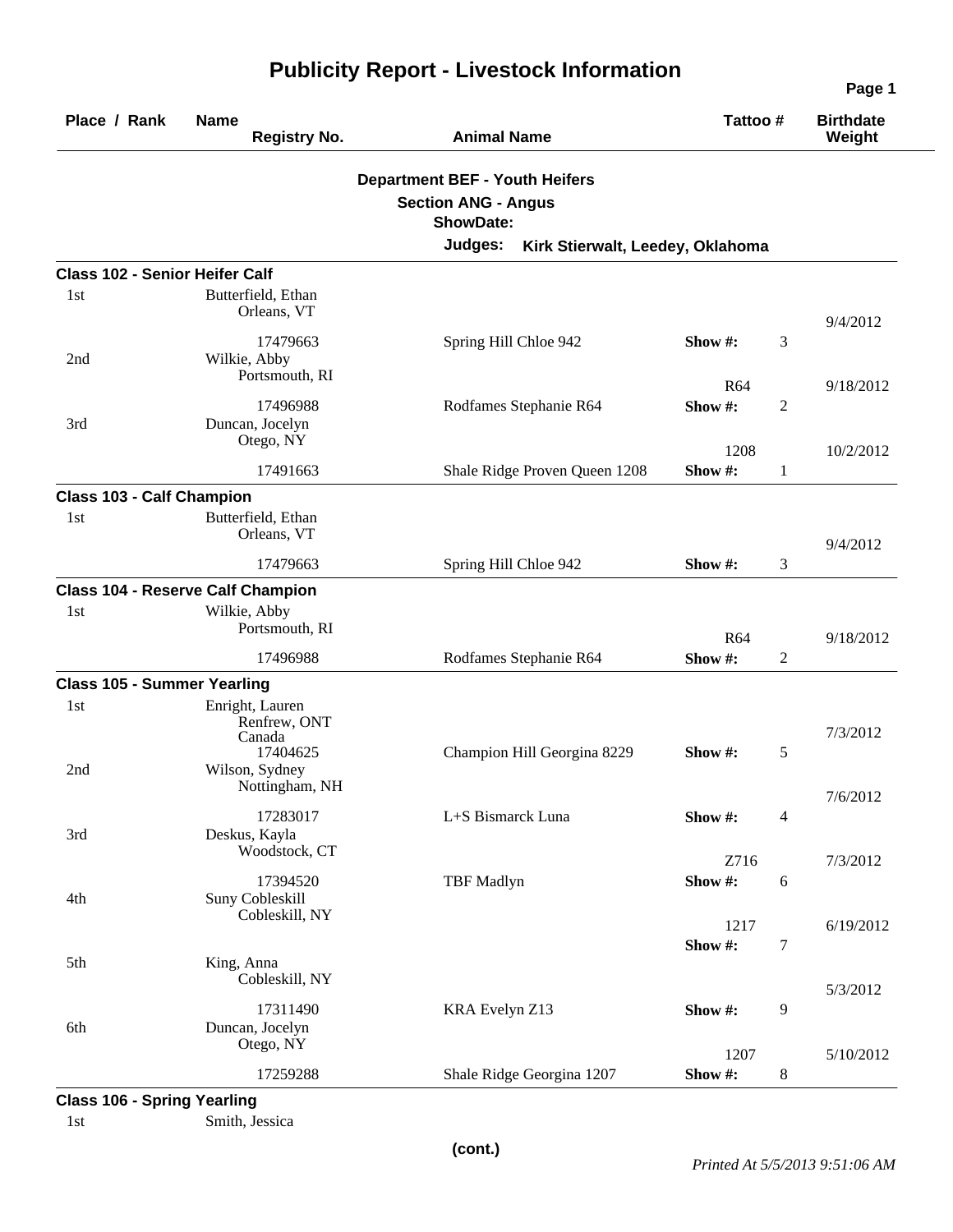# Publicity Report - Livestock Information

| Place / Rank | Name / Registry No. | Animal Name | Tattoo # | | Birthdate / Weight |
|---|---|---|---|---|---|

**Department BEF - Youth Heifers**

**Section ANG - Angus**

**ShowDate:**

**Judges:** **Kirk Stierwalt, Leedey, Oklahoma**

### Class 102 - Senior Heifer Calf

| Place / Rank | Name / Registry No. | Animal Name | Tattoo # | | Birthdate / Weight |
|---|---|---|---|---|---|
| 1st | Butterfield, Ethan<br>Orleans, VT<br>17479663 | Spring Hill Chloe 942 | Show #: | 3 | 9/4/2012 |
| 2nd | Wilkie, Abby<br>Portsmouth, RI<br>17496988 | Rodfames Stephanie R64 | R64<br>Show #: | 2 | 9/18/2012 |
| 3rd | Duncan, Jocelyn<br>Otego, NY<br>17491663 | Shale Ridge Proven Queen 1208 | 1208<br>Show #: | 1 | 10/2/2012 |

### Class 103 - Calf Champion

| Place / Rank | Name / Registry No. | Animal Name | Tattoo # | | Birthdate / Weight |
|---|---|---|---|---|---|
| 1st | Butterfield, Ethan<br>Orleans, VT<br>17479663 | Spring Hill Chloe 942 | Show #: | 3 | 9/4/2012 |

### Class 104 - Reserve Calf Champion

| Place / Rank | Name / Registry No. | Animal Name | Tattoo # | | Birthdate / Weight |
|---|---|---|---|---|---|
| 1st | Wilkie, Abby<br>Portsmouth, RI<br>17496988 | Rodfames Stephanie R64 | R64<br>Show #: | 2 | 9/18/2012 |

### Class 105 - Summer Yearling

| Place / Rank | Name / Registry No. | Animal Name | Tattoo # | | Birthdate / Weight |
|---|---|---|---|---|---|
| 1st | Enright, Lauren<br>Renfrew, ONT<br>Canada<br>17404625 | Champion Hill Georgina 8229 | Show #: | 5 | 7/3/2012 |
| 2nd | Wilson, Sydney<br>Nottingham, NH<br>17283017 | L+S Bismarck Luna | Show #: | 4 | 7/6/2012 |
| 3rd | Deskus, Kayla<br>Woodstock, CT<br>17394520 | TBF Madlyn | Z716<br>Show #: | 6 | 7/3/2012 |
| 4th | Suny Cobleskill<br>Cobleskill, NY | | 1217<br>Show #: | 7 | 6/19/2012 |
| 5th | King, Anna<br>Cobleskill, NY<br>17311490 | KRA Evelyn Z13 | Show #: | 9 | 5/3/2012 |
| 6th | Duncan, Jocelyn<br>Otego, NY<br>17259288 | Shale Ridge Georgina 1207 | 1207<br>Show #: | 8 | 5/10/2012 |

### Class 106 - Spring Yearling

| Place / Rank | Name / Registry No. | Animal Name | Tattoo # | | Birthdate / Weight |
|---|---|---|---|---|---|
| 1st | Smith, Jessica | | | | |

**(cont.)**

*Printed At 5/5/2013 9:51:06 AM*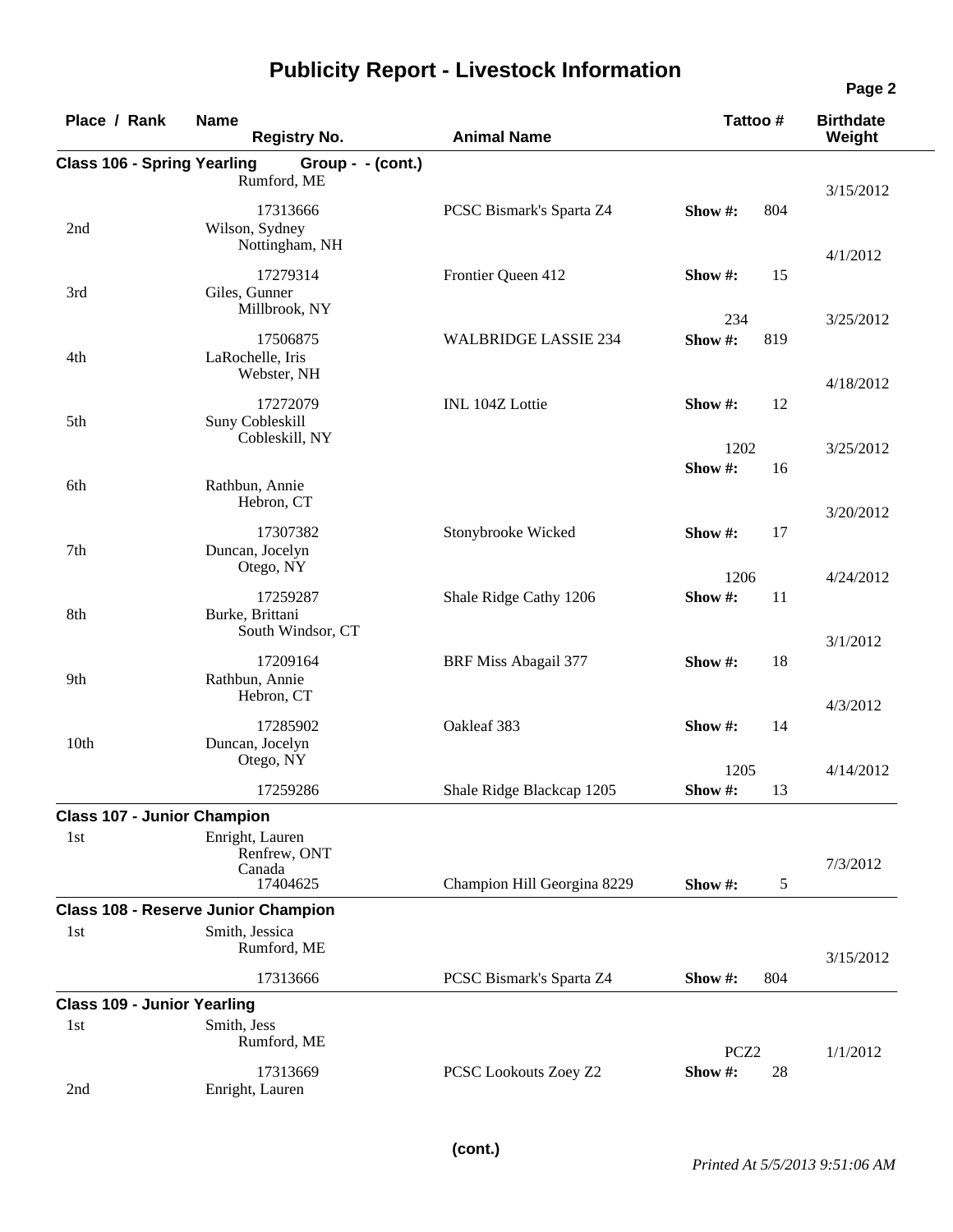## Class 106 - Spring Yearling Group - - (cont.)

| Place / Rank | Name | Location | Registry No. | Animal Name | Tattoo # | Show # | Birthdate Weight |
|---|---|---|---|---|---|---|---|
| | | Rumford, ME | 17313666 | PCSC Bismark's Sparta Z4 | | 804 | 3/15/2012 |
| 2nd | Wilson, Sydney | Nottingham, NH | 17279314 | Frontier Queen 412 | | 15 | 4/1/2012 |
| 3rd | Giles, Gunner | Millbrook, NY | 17506875 | WALBRIDGE LASSIE 234 | 234 | 819 | 3/25/2012 |
| 4th | LaRochelle, Iris | Webster, NH | 17272079 | INL 104Z Lottie | | 12 | 4/18/2012 |
| 5th | Suny Cobleskill | Cobleskill, NY | | | 1202 | 16 | 3/25/2012 |
| 6th | Rathbun, Annie | Hebron, CT | 17307382 | Stonybrooke Wicked | | 17 | 3/20/2012 |
| 7th | Duncan, Jocelyn | Otego, NY | 17259287 | Shale Ridge Cathy 1206 | 1206 | 11 | 4/24/2012 |
| 8th | Burke, Brittani | South Windsor, CT | 17209164 | BRF Miss Abagail 377 | | 18 | 3/1/2012 |
| 9th | Rathbun, Annie | Hebron, CT | 17285902 | Oakleaf 383 | | 14 | 4/3/2012 |
| 10th | Duncan, Jocelyn | Otego, NY | 17259286 | Shale Ridge Blackcap 1205 | 1205 | 13 | 4/14/2012 |

## Class 107 - Junior Champion

| Place / Rank | Name | Location | Registry No. | Animal Name | Tattoo # | Show # | Birthdate Weight |
|---|---|---|---|---|---|---|---|
| 1st | Enright, Lauren | Renfrew, ONT Canada | 17404625 | Champion Hill Georgina 8229 | | 5 | 7/3/2012 |

## Class 108 - Reserve Junior Champion

| Place / Rank | Name | Location | Registry No. | Animal Name | Tattoo # | Show # | Birthdate Weight |
|---|---|---|---|---|---|---|---|
| 1st | Smith, Jessica | Rumford, ME | 17313666 | PCSC Bismark's Sparta Z4 | | 804 | 3/15/2012 |

## Class 109 - Junior Yearling

| Place / Rank | Name | Location | Registry No. | Animal Name | Tattoo # | Show # | Birthdate Weight |
|---|---|---|---|---|---|---|---|
| 1st | Smith, Jess | Rumford, ME | 17313669 | PCSC Lookouts Zoey Z2 | PCZ2 | 28 | 1/1/2012 |
| 2nd | Enright, Lauren | | | | | | |

(cont.)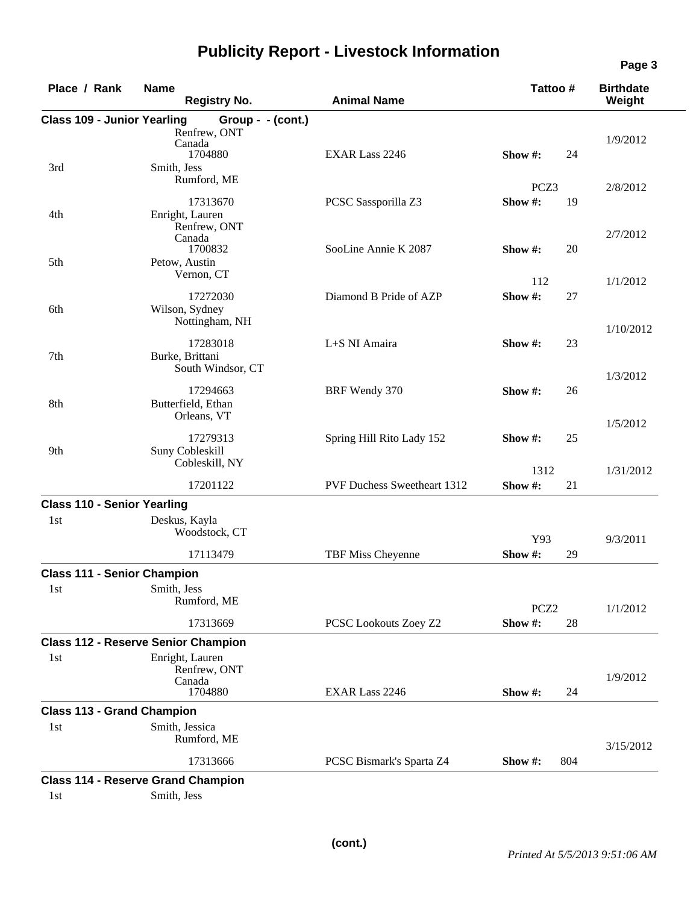# Publicity Report - Livestock Information

| Place / Rank | Name / Registry No. | Animal Name | Tattoo # | Show # | Birthdate / Weight |
| --- | --- | --- | --- | --- | --- |
| **Class 109 - Junior Yearling** | **Group - - (cont.)** | | | | |
| | Renfrew, ONT Canada 1704880 | EXAR Lass 2246 | | 24 | 1/9/2012 |
| 3rd | Smith, Jess Rumford, ME 17313670 | PCSC Sassporilla Z3 | PCZ3 | 19 | 2/8/2012 |
| 4th | Enright, Lauren Renfrew, ONT Canada 1700832 | SooLine Annie K 2087 | | 20 | 2/7/2012 |
| 5th | Petow, Austin Vernon, CT 17272030 | Diamond B Pride of AZP | 112 | 27 | 1/1/2012 |
| 6th | Wilson, Sydney Nottingham, NH 17283018 | L+S NI Amaira | | 23 | 1/10/2012 |
| 7th | Burke, Brittani South Windsor, CT 17294663 | BRF Wendy 370 | | 26 | 1/3/2012 |
| 8th | Butterfield, Ethan Orleans, VT 17279313 | Spring Hill Rito Lady 152 | | 25 | 1/5/2012 |
| 9th | Suny Cobleskill Cobleskill, NY 17201122 | PVF Duchess Sweetheart 1312 | 1312 | 21 | 1/31/2012 |
| **Class 110 - Senior Yearling** | | | | | |
| 1st | Deskus, Kayla Woodstock, CT 17113479 | TBF Miss Cheyenne | Y93 | 29 | 9/3/2011 |
| **Class 111 - Senior Champion** | | | | | |
| 1st | Smith, Jess Rumford, ME 17313669 | PCSC Lookouts Zoey Z2 | PCZ2 | 28 | 1/1/2012 |
| **Class 112 - Reserve Senior Champion** | | | | | |
| 1st | Enright, Lauren Renfrew, ONT Canada 1704880 | EXAR Lass 2246 | | 24 | 1/9/2012 |
| **Class 113 - Grand Champion** | | | | | |
| 1st | Smith, Jessica Rumford, ME 17313666 | PCSC Bismark's Sparta Z4 | | 804 | 3/15/2012 |
| **Class 114 - Reserve Grand Champion** | | | | | |
| 1st | Smith, Jess | | | | |

(cont.)

*Printed At 5/5/2013 9:51:06 AM*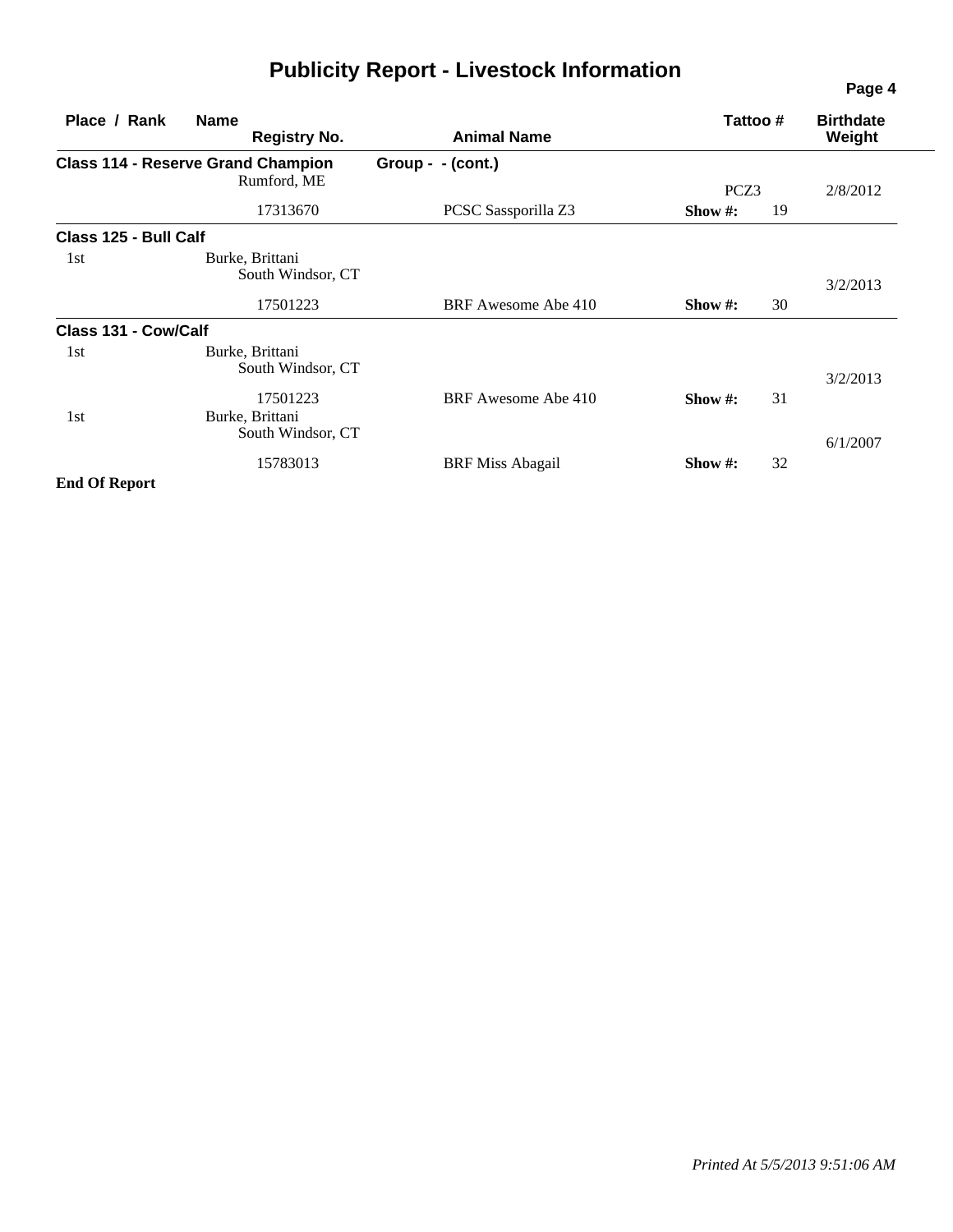# Publicity Report - Livestock Information

| Place / Rank | Name / Registry No. | Animal Name | Tattoo # | Birthdate / Weight |
|---|---|---|---|---|
| **Class 114 - Reserve Grand Champion** | **Group - - (cont.)** | | | |
| | Rumford, ME | | PCZ3 | 2/8/2012 |
| | 17313670 | PCSC Sassporilla Z3 | **Show #:** 19 | |
| **Class 125 - Bull Calf** | | | | |
| 1st | Burke, Brittani South Windsor, CT | | | 3/2/2013 |
| | 17501223 | BRF Awesome Abe 410 | **Show #:** 30 | |
| **Class 131 - Cow/Calf** | | | | |
| 1st | Burke, Brittani South Windsor, CT | | | 3/2/2013 |
| | 17501223 | BRF Awesome Abe 410 | **Show #:** 31 | |
| 1st | Burke, Brittani South Windsor, CT | | | 6/1/2007 |
| | 15783013 | BRF Miss Abagail | **Show #:** 32 | |

**End Of Report**

*Printed At 5/5/2013 9:51:06 AM*